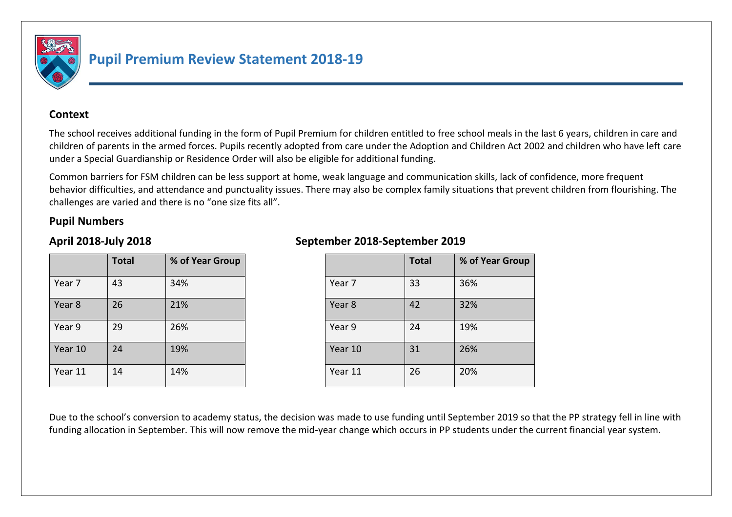# Pupil Premium Review Statement 2018-19

## Context

The school receives additional funding in the form of Pupil Premium for children entitled to free school meals in the last 6 years, children in care and children of parents in the armed forces. Pupils recently adopted from care under the Adoption and Children Act 2002 and children who have left care under a Special Guardianship or Residence Order will also be eligible for additional funding.

Common barriers for FSM children can be less support at home, weak language and communication skills, lack of confidence, more frequent behavior difficulties, and attendance and punctuality issues. There may also be complex family situations that prevent children from flourishing. The challenges are varied and there is no "one size fits all".

## Pupil Numbers

### April 2018-July 2018

| | Total | % of Year Group |
|---|---|---|
| Year 7 | 43 | 34% |
| Year 8 | 26 | 21% |
| Year 9 | 29 | 26% |
| Year 10 | 24 | 19% |
| Year 11 | 14 | 14% |

### September 2018-September 2019

| | Total | % of Year Group |
|---|---|---|
| Year 7 | 33 | 36% |
| Year 8 | 42 | 32% |
| Year 9 | 24 | 19% |
| Year 10 | 31 | 26% |
| Year 11 | 26 | 20% |

Due to the school's conversion to academy status, the decision was made to use funding until September 2019 so that the PP strategy fell in line with funding allocation in September. This will now remove the mid-year change which occurs in PP students under the current financial year system.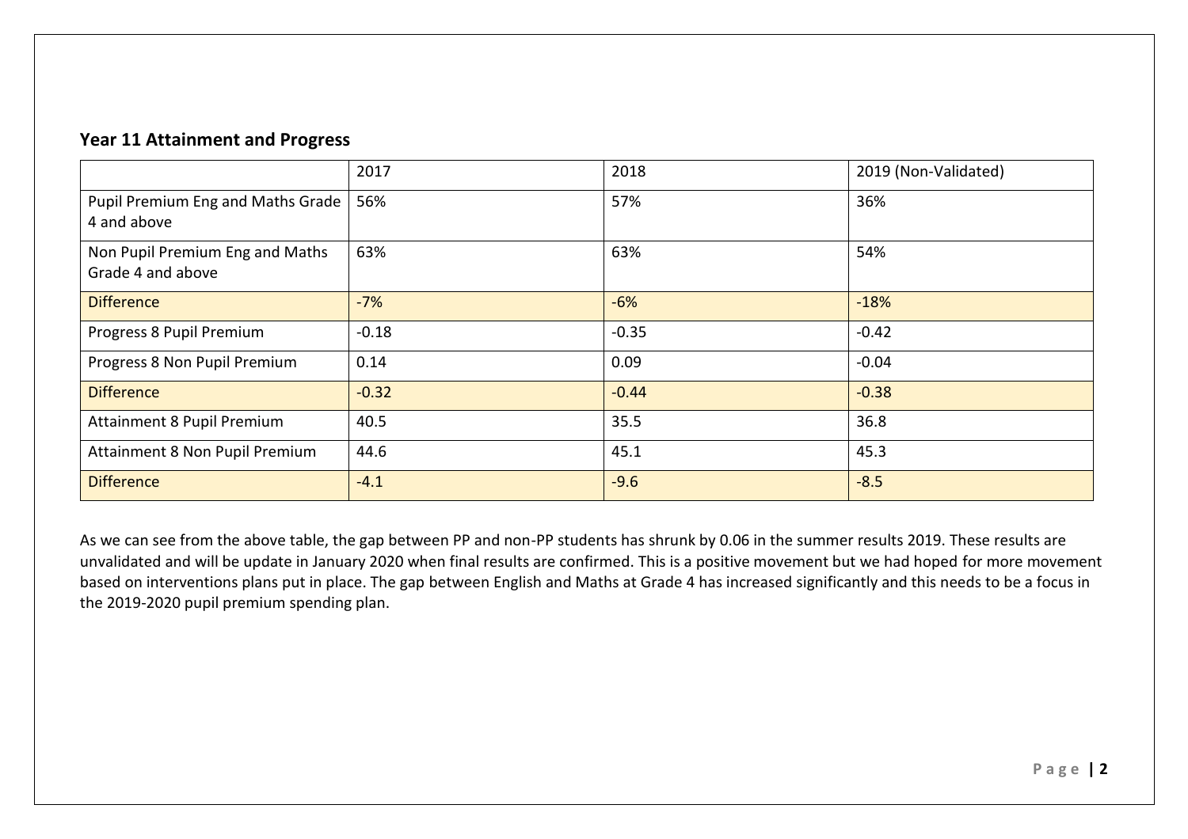## Year 11 Attainment and Progress

| | 2017 | 2018 | 2019 (Non-Validated) |
|---|---|---|---|
| Pupil Premium Eng and Maths Grade 4 and above | 56% | 57% | 36% |
| Non Pupil Premium Eng and Maths Grade 4 and above | 63% | 63% | 54% |
| Difference | -7% | -6% | -18% |
| Progress 8 Pupil Premium | -0.18 | -0.35 | -0.42 |
| Progress 8 Non Pupil Premium | 0.14 | 0.09 | -0.04 |
| Difference | -0.32 | -0.44 | -0.38 |
| Attainment 8 Pupil Premium | 40.5 | 35.5 | 36.8 |
| Attainment 8 Non Pupil Premium | 44.6 | 45.1 | 45.3 |
| Difference | -4.1 | -9.6 | -8.5 |

As we can see from the above table, the gap between PP and non-PP students has shrunk by 0.06 in the summer results 2019. These results are unvalidated and will be update in January 2020 when final results are confirmed. This is a positive movement but we had hoped for more movement based on interventions plans put in place. The gap between English and Maths at Grade 4 has increased significantly and this needs to be a focus in the 2019-2020 pupil premium spending plan.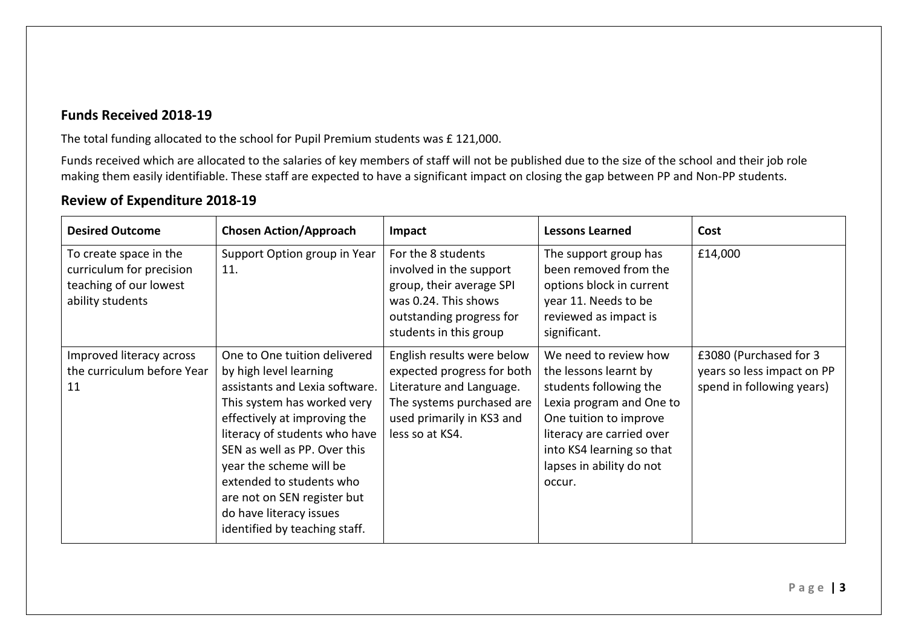## Funds Received 2018-19

The total funding allocated to the school for Pupil Premium students was £ 121,000.

Funds received which are allocated to the salaries of key members of staff will not be published due to the size of the school and their job role making them easily identifiable. These staff are expected to have a significant impact on closing the gap between PP and Non-PP students.

## Review of Expenditure 2018-19

| Desired Outcome | Chosen Action/Approach | Impact | Lessons Learned | Cost |
|---|---|---|---|---|
| To create space in the curriculum for precision teaching of our lowest ability students | Support Option group in Year 11. | For the 8 students involved in the support group, their average SPI was 0.24. This shows outstanding progress for students in this group | The support group has been removed from the options block in current year 11. Needs to be reviewed as impact is significant. | £14,000 |
| Improved literacy across the curriculum before Year 11 | One to One tuition delivered by high level learning assistants and Lexia software. This system has worked very effectively at improving the literacy of students who have SEN as well as PP. Over this year the scheme will be extended to students who are not on SEN register but do have literacy issues identified by teaching staff. | English results were below expected progress for both Literature and Language. The systems purchased are used primarily in KS3 and less so at KS4. | We need to review how the lessons learnt by students following the Lexia program and One to One tuition to improve literacy are carried over into KS4 learning so that lapses in ability do not occur. | £3080 (Purchased for 3 years so less impact on PP spend in following years) |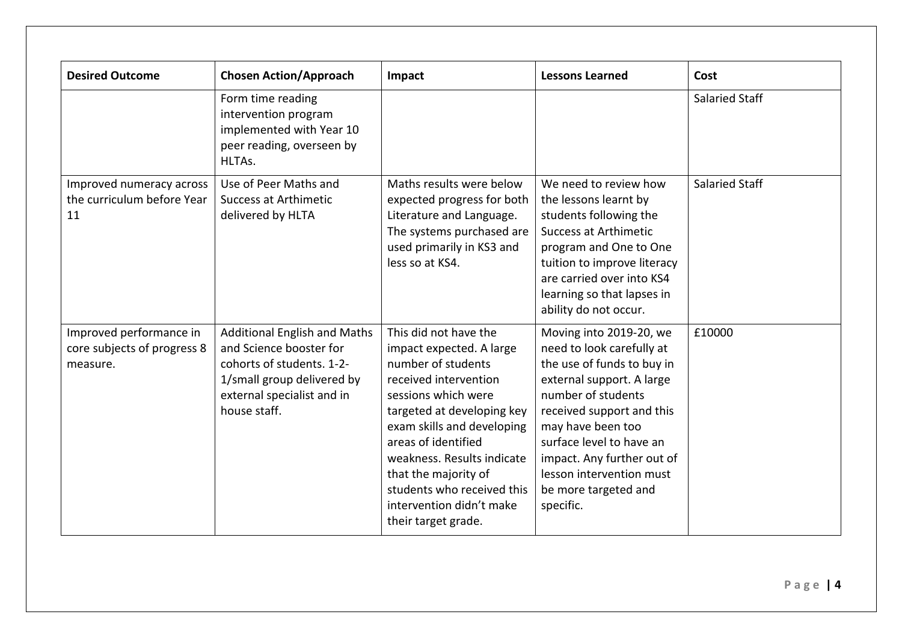| Desired Outcome | Chosen Action/Approach | Impact | Lessons Learned | Cost |
|---|---|---|---|---|
| | Form time reading intervention program implemented with Year 10 peer reading, overseen by HLTAs. | | | Salaried Staff |
| Improved numeracy across the curriculum before Year 11 | Use of Peer Maths and Success at Arthimetic delivered by HLTA | Maths results were below expected progress for both Literature and Language. The systems purchased are used primarily in KS3 and less so at KS4. | We need to review how the lessons learnt by students following the Success at Arthimetic program and One to One tuition to improve literacy are carried over into KS4 learning so that lapses in ability do not occur. | Salaried Staff |
| Improved performance in core subjects of progress 8 measure. | Additional English and Maths and Science booster for cohorts of students. 1-2-1/small group delivered by external specialist and in house staff. | This did not have the impact expected. A large number of students received intervention sessions which were targeted at developing key exam skills and developing areas of identified weakness. Results indicate that the majority of students who received this intervention didn't make their target grade. | Moving into 2019-20, we need to look carefully at the use of funds to buy in external support. A large number of students received support and this may have been too surface level to have an impact. Any further out of lesson intervention must be more targeted and specific. | £10000 |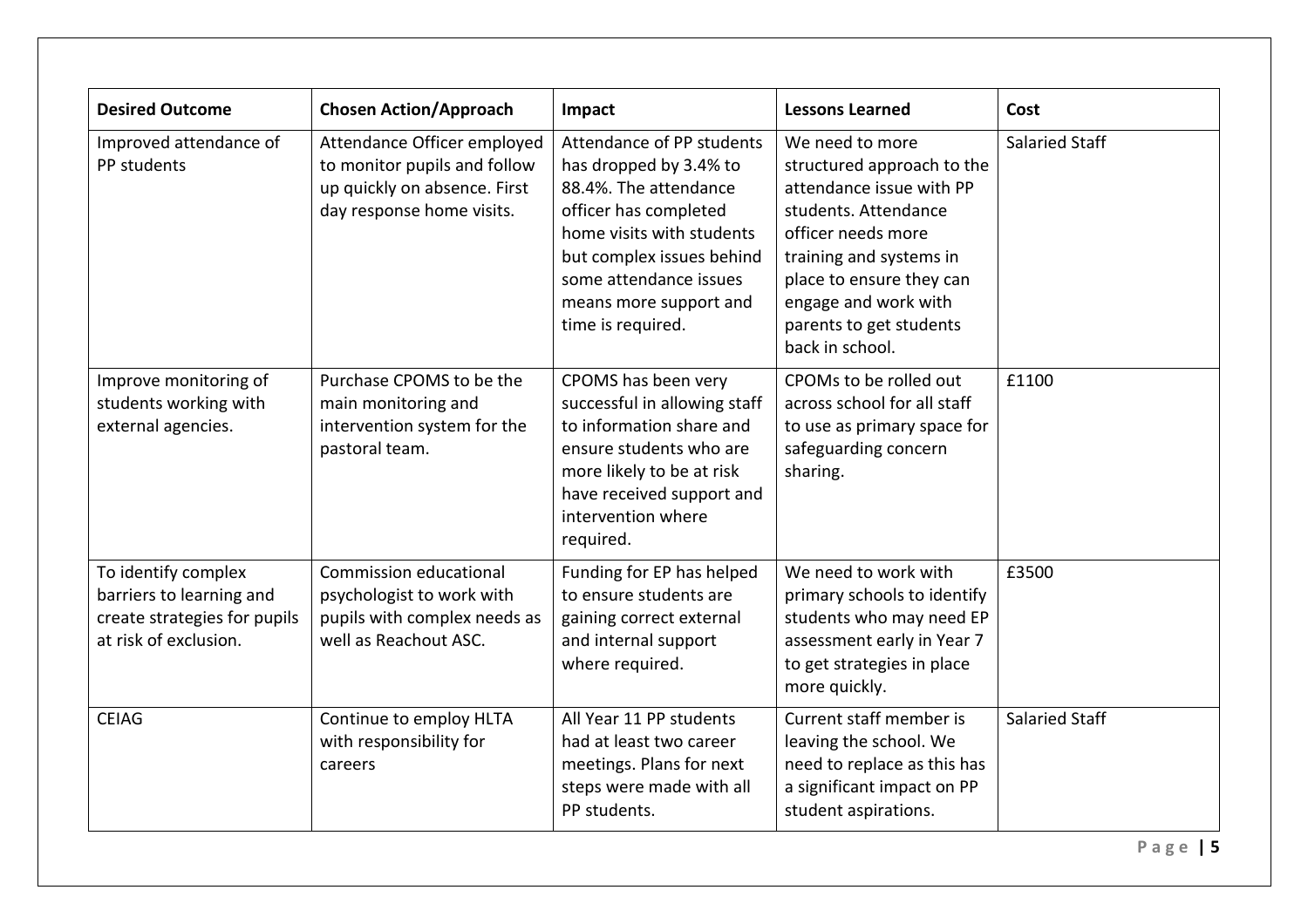| Desired Outcome | Chosen Action/Approach | Impact | Lessons Learned | Cost |
|---|---|---|---|---|
| Improved attendance of PP students | Attendance Officer employed to monitor pupils and follow up quickly on absence. First day response home visits. | Attendance of PP students has dropped by 3.4% to 88.4%. The attendance officer has completed home visits with students but complex issues behind some attendance issues means more support and time is required. | We need to more structured approach to the attendance issue with PP students. Attendance officer needs more training and systems in place to ensure they can engage and work with parents to get students back in school. | Salaried Staff |
| Improve monitoring of students working with external agencies. | Purchase CPOMS to be the main monitoring and intervention system for the pastoral team. | CPOMS has been very successful in allowing staff to information share and ensure students who are more likely to be at risk have received support and intervention where required. | CPOMs to be rolled out across school for all staff to use as primary space for safeguarding concern sharing. | £1100 |
| To identify complex barriers to learning and create strategies for pupils at risk of exclusion. | Commission educational psychologist to work with pupils with complex needs as well as Reachout ASC. | Funding for EP has helped to ensure students are gaining correct external and internal support where required. | We need to work with primary schools to identify students who may need EP assessment early in Year 7 to get strategies in place more quickly. | £3500 |
| CEIAG | Continue to employ HLTA with responsibility for careers | All Year 11 PP students had at least two career meetings. Plans for next steps were made with all PP students. | Current staff member is leaving the school. We need to replace as this has a significant impact on PP student aspirations. | Salaried Staff |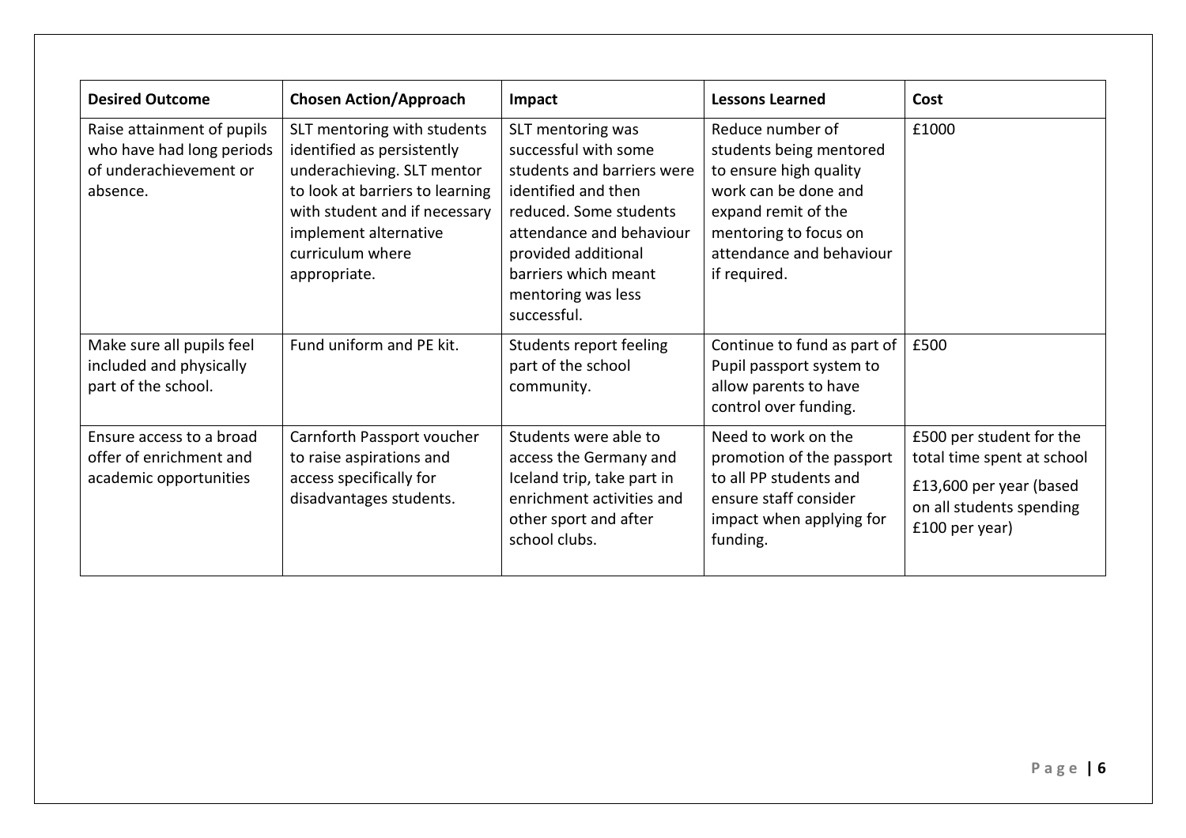| Desired Outcome | Chosen Action/Approach | Impact | Lessons Learned | Cost |
|---|---|---|---|---|
| Raise attainment of pupils who have had long periods of underachievement or absence. | SLT mentoring with students identified as persistently underachieving. SLT mentor to look at barriers to learning with student and if necessary implement alternative curriculum where appropriate. | SLT mentoring was successful with some students and barriers were identified and then reduced. Some students attendance and behaviour provided additional barriers which meant mentoring was less successful. | Reduce number of students being mentored to ensure high quality work can be done and expand remit of the mentoring to focus on attendance and behaviour if required. | £1000 |
| Make sure all pupils feel included and physically part of the school. | Fund uniform and PE kit. | Students report feeling part of the school community. | Continue to fund as part of Pupil passport system to allow parents to have control over funding. | £500 |
| Ensure access to a broad offer of enrichment and academic opportunities | Carnforth Passport voucher to raise aspirations and access specifically for disadvantages students. | Students were able to access the Germany and Iceland trip, take part in enrichment activities and other sport and after school clubs. | Need to work on the promotion of the passport to all PP students and ensure staff consider impact when applying for funding. | £500 per student for the total time spent at school<br><br>£13,600 per year (based on all students spending £100 per year) |